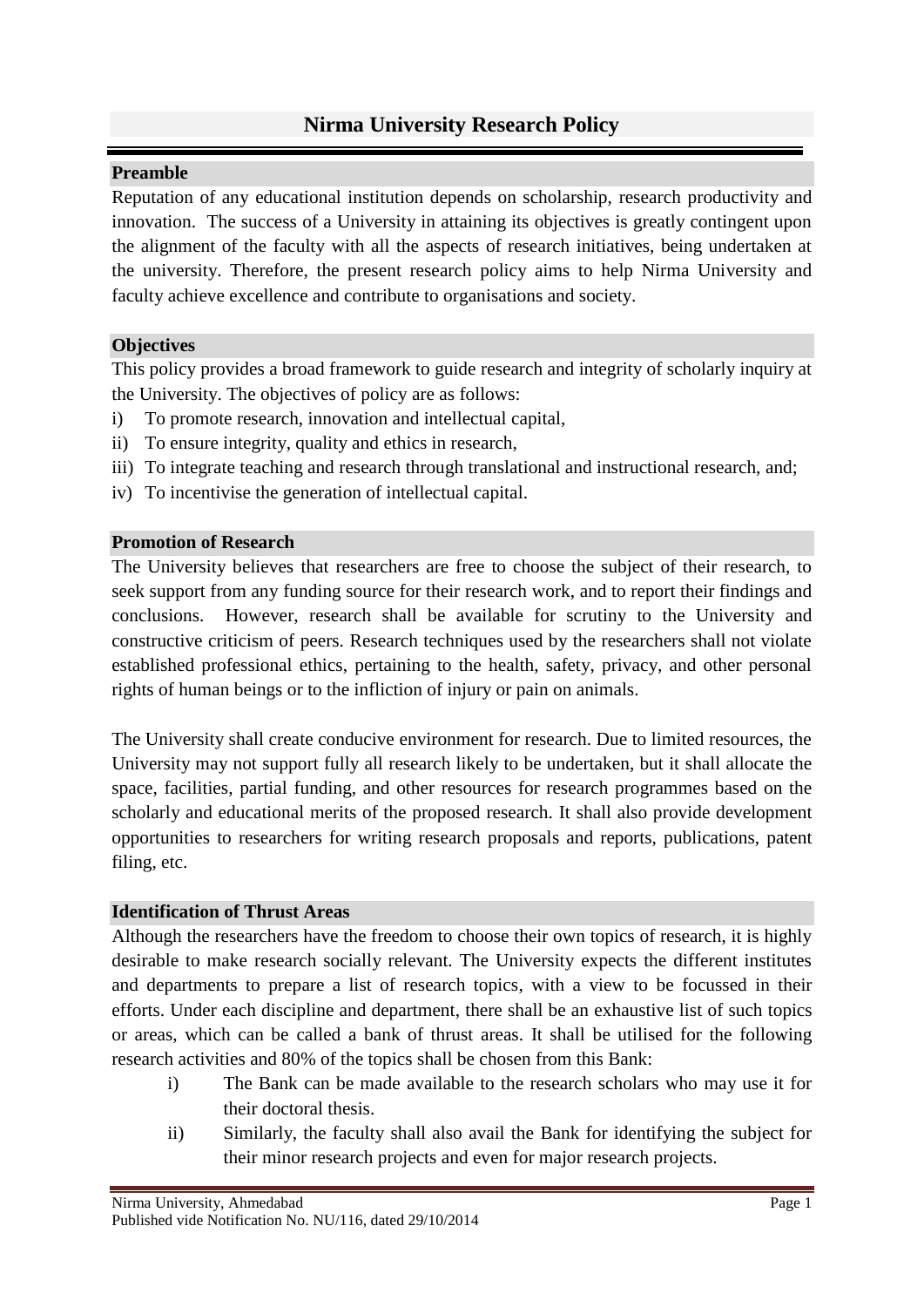# Nirma University Research Policy

## Preamble

Reputation of any educational institution depends on scholarship, research productivity and innovation. The success of a University in attaining its objectives is greatly contingent upon the alignment of the faculty with all the aspects of research initiatives, being undertaken at the university. Therefore, the present research policy aims to help Nirma University and faculty achieve excellence and contribute to organisations and society.

## Objectives

This policy provides a broad framework to guide research and integrity of scholarly inquiry at the University. The objectives of policy are as follows:

i) To promote research, innovation and intellectual capital,
ii) To ensure integrity, quality and ethics in research,
iii) To integrate teaching and research through translational and instructional research, and;
iv) To incentivise the generation of intellectual capital.

## Promotion of Research

The University believes that researchers are free to choose the subject of their research, to seek support from any funding source for their research work, and to report their findings and conclusions. However, research shall be available for scrutiny to the University and constructive criticism of peers. Research techniques used by the researchers shall not violate established professional ethics, pertaining to the health, safety, privacy, and other personal rights of human beings or to the infliction of injury or pain on animals.

The University shall create conducive environment for research. Due to limited resources, the University may not support fully all research likely to be undertaken, but it shall allocate the space, facilities, partial funding, and other resources for research programmes based on the scholarly and educational merits of the proposed research. It shall also provide development opportunities to researchers for writing research proposals and reports, publications, patent filing, etc.

## Identification of Thrust Areas

Although the researchers have the freedom to choose their own topics of research, it is highly desirable to make research socially relevant. The University expects the different institutes and departments to prepare a list of research topics, with a view to be focussed in their efforts. Under each discipline and department, there shall be an exhaustive list of such topics or areas, which can be called a bank of thrust areas. It shall be utilised for the following research activities and 80% of the topics shall be chosen from this Bank:

i) The Bank can be made available to the research scholars who may use it for their doctoral thesis.
ii) Similarly, the faculty shall also avail the Bank for identifying the subject for their minor research projects and even for major research projects.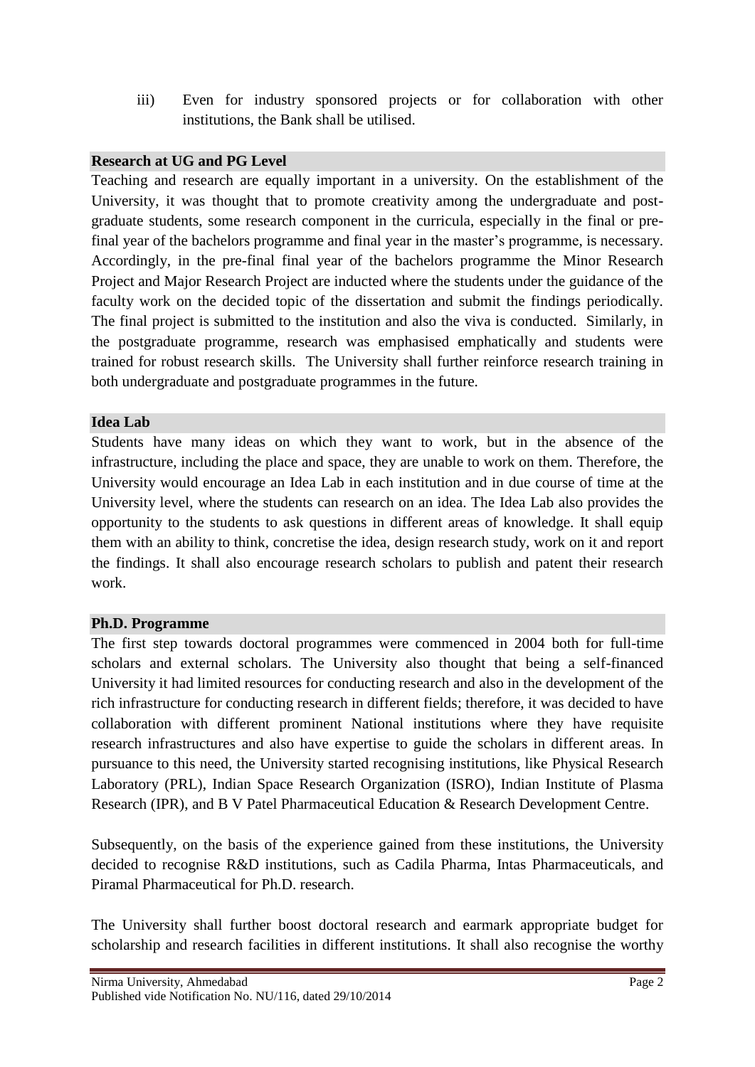iii) Even for industry sponsored projects or for collaboration with other institutions, the Bank shall be utilised.

**Research at UG and PG Level**

Teaching and research are equally important in a university. On the establishment of the University, it was thought that to promote creativity among the undergraduate and post-graduate students, some research component in the curricula, especially in the final or pre-final year of the bachelors programme and final year in the master's programme, is necessary. Accordingly, in the pre-final final year of the bachelors programme the Minor Research Project and Major Research Project are inducted where the students under the guidance of the faculty work on the decided topic of the dissertation and submit the findings periodically. The final project is submitted to the institution and also the viva is conducted. Similarly, in the postgraduate programme, research was emphasised emphatically and students were trained for robust research skills. The University shall further reinforce research training in both undergraduate and postgraduate programmes in the future.

**Idea Lab**

Students have many ideas on which they want to work, but in the absence of the infrastructure, including the place and space, they are unable to work on them. Therefore, the University would encourage an Idea Lab in each institution and in due course of time at the University level, where the students can research on an idea. The Idea Lab also provides the opportunity to the students to ask questions in different areas of knowledge. It shall equip them with an ability to think, concretise the idea, design research study, work on it and report the findings. It shall also encourage research scholars to publish and patent their research work.

**Ph.D. Programme**

The first step towards doctoral programmes were commenced in 2004 both for full-time scholars and external scholars. The University also thought that being a self-financed University it had limited resources for conducting research and also in the development of the rich infrastructure for conducting research in different fields; therefore, it was decided to have collaboration with different prominent National institutions where they have requisite research infrastructures and also have expertise to guide the scholars in different areas. In pursuance to this need, the University started recognising institutions, like Physical Research Laboratory (PRL), Indian Space Research Organization (ISRO), Indian Institute of Plasma Research (IPR), and B V Patel Pharmaceutical Education & Research Development Centre.

Subsequently, on the basis of the experience gained from these institutions, the University decided to recognise R&D institutions, such as Cadila Pharma, Intas Pharmaceuticals, and Piramal Pharmaceutical for Ph.D. research.

The University shall further boost doctoral research and earmark appropriate budget for scholarship and research facilities in different institutions. It shall also recognise the worthy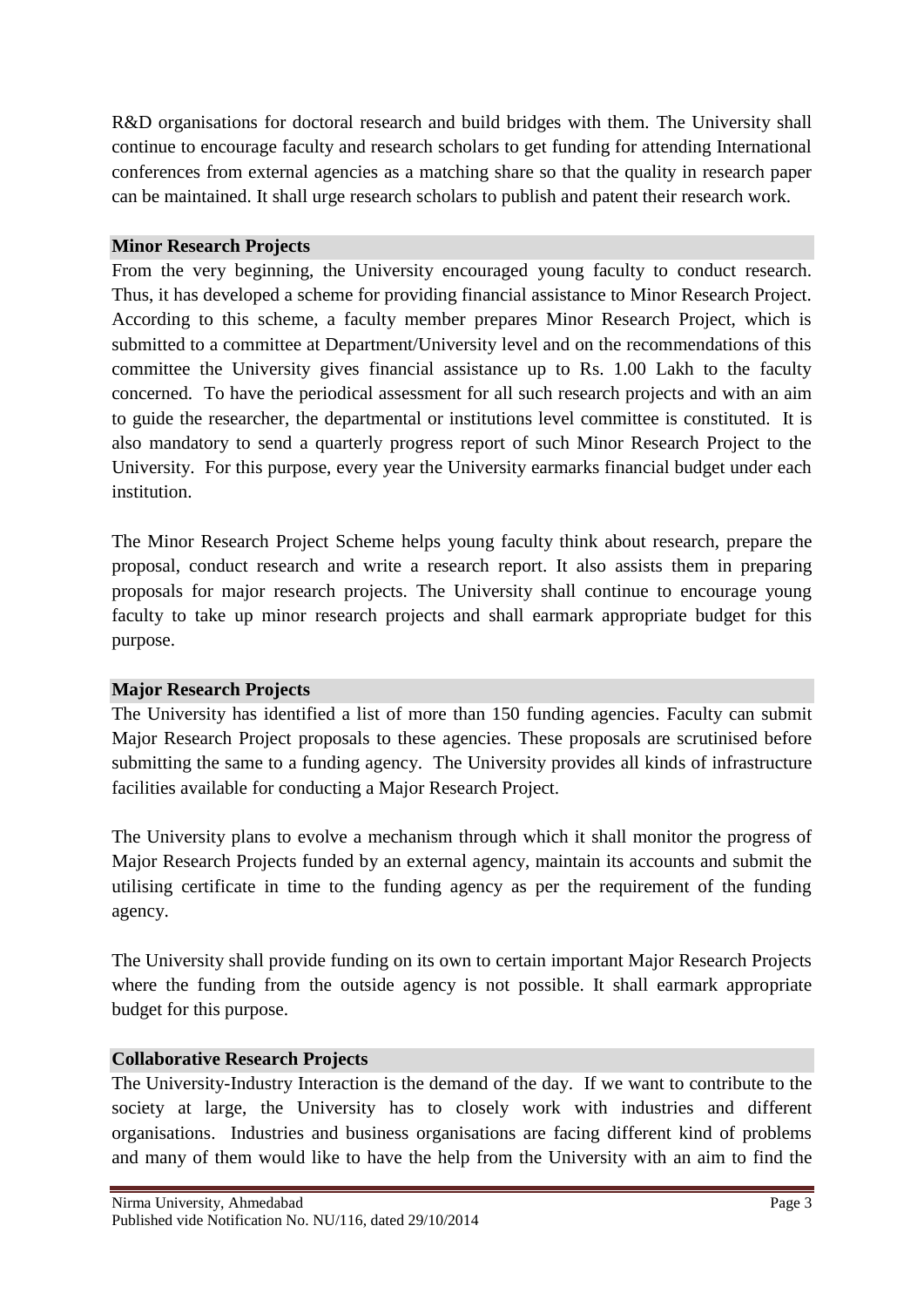R&D organisations for doctoral research and build bridges with them. The University shall continue to encourage faculty and research scholars to get funding for attending International conferences from external agencies as a matching share so that the quality in research paper can be maintained. It shall urge research scholars to publish and patent their research work.

### Minor Research Projects

From the very beginning, the University encouraged young faculty to conduct research. Thus, it has developed a scheme for providing financial assistance to Minor Research Project. According to this scheme, a faculty member prepares Minor Research Project, which is submitted to a committee at Department/University level and on the recommendations of this committee the University gives financial assistance up to Rs. 1.00 Lakh to the faculty concerned. To have the periodical assessment for all such research projects and with an aim to guide the researcher, the departmental or institutions level committee is constituted. It is also mandatory to send a quarterly progress report of such Minor Research Project to the University. For this purpose, every year the University earmarks financial budget under each institution.

The Minor Research Project Scheme helps young faculty think about research, prepare the proposal, conduct research and write a research report. It also assists them in preparing proposals for major research projects. The University shall continue to encourage young faculty to take up minor research projects and shall earmark appropriate budget for this purpose.

### Major Research Projects

The University has identified a list of more than 150 funding agencies. Faculty can submit Major Research Project proposals to these agencies. These proposals are scrutinised before submitting the same to a funding agency. The University provides all kinds of infrastructure facilities available for conducting a Major Research Project.

The University plans to evolve a mechanism through which it shall monitor the progress of Major Research Projects funded by an external agency, maintain its accounts and submit the utilising certificate in time to the funding agency as per the requirement of the funding agency.

The University shall provide funding on its own to certain important Major Research Projects where the funding from the outside agency is not possible. It shall earmark appropriate budget for this purpose.

### Collaborative Research Projects

The University-Industry Interaction is the demand of the day. If we want to contribute to the society at large, the University has to closely work with industries and different organisations. Industries and business organisations are facing different kind of problems and many of them would like to have the help from the University with an aim to find the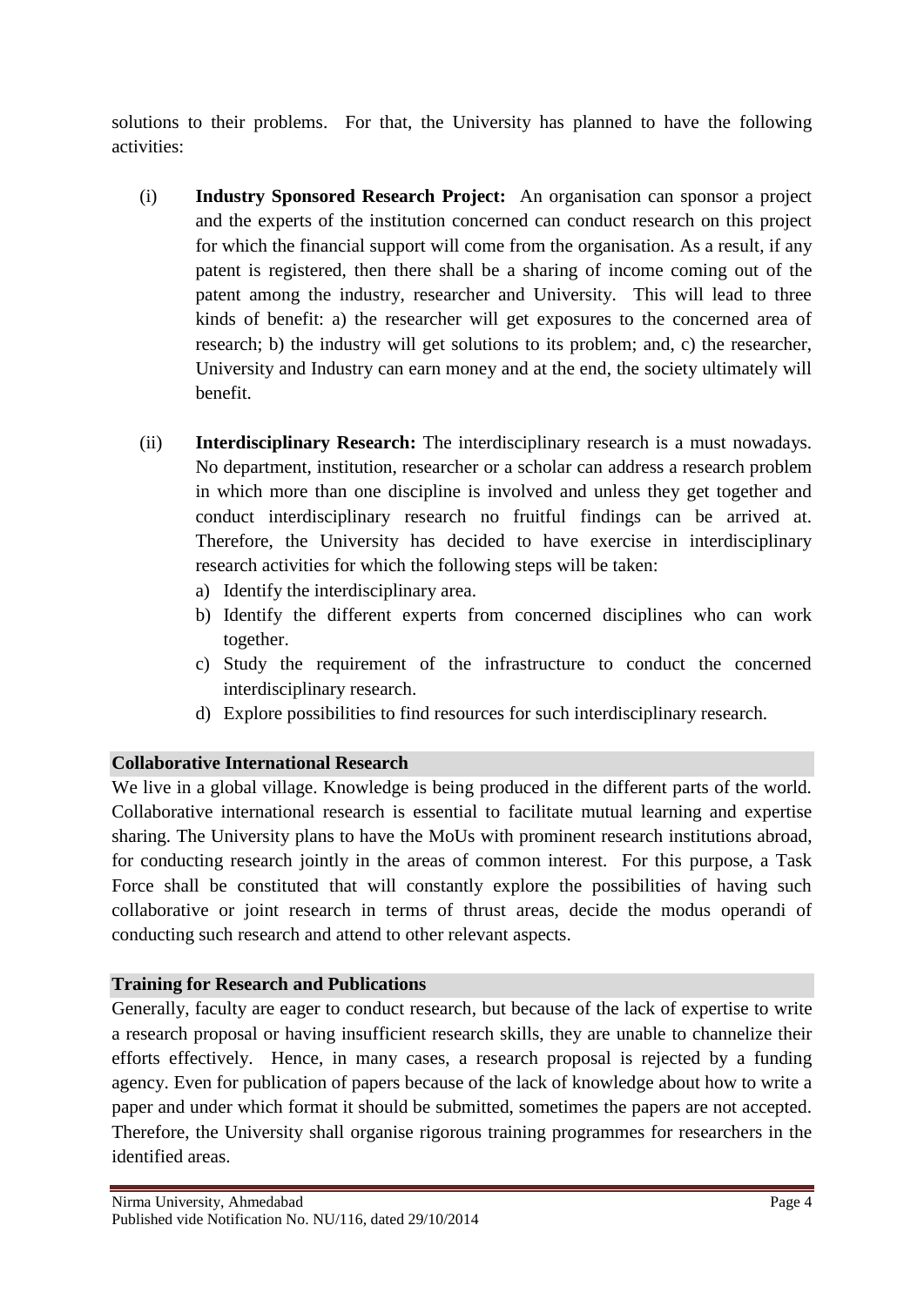solutions to their problems. For that, the University has planned to have the following activities:

(i) **Industry Sponsored Research Project:** An organisation can sponsor a project and the experts of the institution concerned can conduct research on this project for which the financial support will come from the organisation. As a result, if any patent is registered, then there shall be a sharing of income coming out of the patent among the industry, researcher and University. This will lead to three kinds of benefit: a) the researcher will get exposures to the concerned area of research; b) the industry will get solutions to its problem; and, c) the researcher, University and Industry can earn money and at the end, the society ultimately will benefit.

(ii) **Interdisciplinary Research:** The interdisciplinary research is a must nowadays. No department, institution, researcher or a scholar can address a research problem in which more than one discipline is involved and unless they get together and conduct interdisciplinary research no fruitful findings can be arrived at. Therefore, the University has decided to have exercise in interdisciplinary research activities for which the following steps will be taken:

   a) Identify the interdisciplinary area.
   b) Identify the different experts from concerned disciplines who can work together.
   c) Study the requirement of the infrastructure to conduct the concerned interdisciplinary research.
   d) Explore possibilities to find resources for such interdisciplinary research.

### Collaborative International Research

We live in a global village. Knowledge is being produced in the different parts of the world. Collaborative international research is essential to facilitate mutual learning and expertise sharing. The University plans to have the MoUs with prominent research institutions abroad, for conducting research jointly in the areas of common interest. For this purpose, a Task Force shall be constituted that will constantly explore the possibilities of having such collaborative or joint research in terms of thrust areas, decide the modus operandi of conducting such research and attend to other relevant aspects.

### Training for Research and Publications

Generally, faculty are eager to conduct research, but because of the lack of expertise to write a research proposal or having insufficient research skills, they are unable to channelize their efforts effectively. Hence, in many cases, a research proposal is rejected by a funding agency. Even for publication of papers because of the lack of knowledge about how to write a paper and under which format it should be submitted, sometimes the papers are not accepted. Therefore, the University shall organise rigorous training programmes for researchers in the identified areas.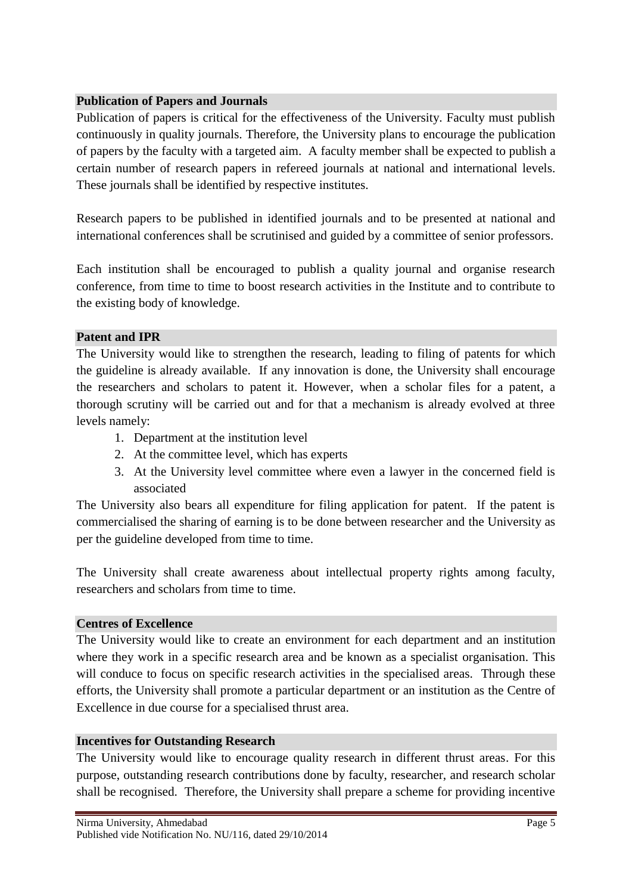## Publication of Papers and Journals

Publication of papers is critical for the effectiveness of the University. Faculty must publish continuously in quality journals. Therefore, the University plans to encourage the publication of papers by the faculty with a targeted aim. A faculty member shall be expected to publish a certain number of research papers in refereed journals at national and international levels. These journals shall be identified by respective institutes.

Research papers to be published in identified journals and to be presented at national and international conferences shall be scrutinised and guided by a committee of senior professors.

Each institution shall be encouraged to publish a quality journal and organise research conference, from time to time to boost research activities in the Institute and to contribute to the existing body of knowledge.

## Patent and IPR

The University would like to strengthen the research, leading to filing of patents for which the guideline is already available. If any innovation is done, the University shall encourage the researchers and scholars to patent it. However, when a scholar files for a patent, a thorough scrutiny will be carried out and for that a mechanism is already evolved at three levels namely:

1. Department at the institution level
2. At the committee level, which has experts
3. At the University level committee where even a lawyer in the concerned field is associated

The University also bears all expenditure for filing application for patent. If the patent is commercialised the sharing of earning is to be done between researcher and the University as per the guideline developed from time to time.

The University shall create awareness about intellectual property rights among faculty, researchers and scholars from time to time.

## Centres of Excellence

The University would like to create an environment for each department and an institution where they work in a specific research area and be known as a specialist organisation. This will conduce to focus on specific research activities in the specialised areas. Through these efforts, the University shall promote a particular department or an institution as the Centre of Excellence in due course for a specialised thrust area.

## Incentives for Outstanding Research

The University would like to encourage quality research in different thrust areas. For this purpose, outstanding research contributions done by faculty, researcher, and research scholar shall be recognised. Therefore, the University shall prepare a scheme for providing incentive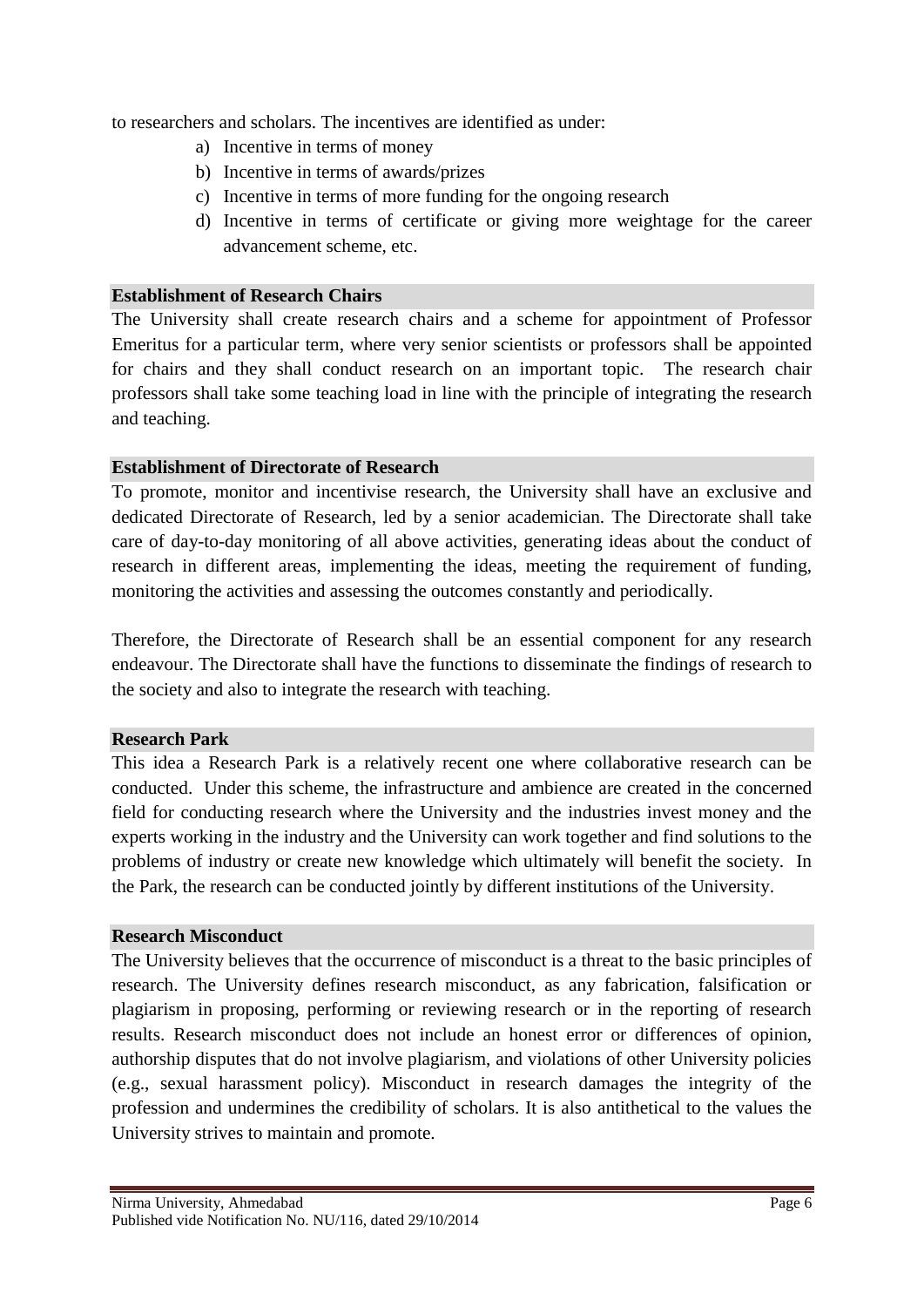to researchers and scholars. The incentives are identified as under:

a) Incentive in terms of money
b) Incentive in terms of awards/prizes
c) Incentive in terms of more funding for the ongoing research
d) Incentive in terms of certificate or giving more weightage for the career advancement scheme, etc.

**Establishment of Research Chairs**

The University shall create research chairs and a scheme for appointment of Professor Emeritus for a particular term, where very senior scientists or professors shall be appointed for chairs and they shall conduct research on an important topic. The research chair professors shall take some teaching load in line with the principle of integrating the research and teaching.

**Establishment of Directorate of Research**

To promote, monitor and incentivise research, the University shall have an exclusive and dedicated Directorate of Research, led by a senior academician. The Directorate shall take care of day-to-day monitoring of all above activities, generating ideas about the conduct of research in different areas, implementing the ideas, meeting the requirement of funding, monitoring the activities and assessing the outcomes constantly and periodically.

Therefore, the Directorate of Research shall be an essential component for any research endeavour. The Directorate shall have the functions to disseminate the findings of research to the society and also to integrate the research with teaching.

**Research Park**

This idea a Research Park is a relatively recent one where collaborative research can be conducted. Under this scheme, the infrastructure and ambience are created in the concerned field for conducting research where the University and the industries invest money and the experts working in the industry and the University can work together and find solutions to the problems of industry or create new knowledge which ultimately will benefit the society. In the Park, the research can be conducted jointly by different institutions of the University.

**Research Misconduct**

The University believes that the occurrence of misconduct is a threat to the basic principles of research. The University defines research misconduct, as any fabrication, falsification or plagiarism in proposing, performing or reviewing research or in the reporting of research results. Research misconduct does not include an honest error or differences of opinion, authorship disputes that do not involve plagiarism, and violations of other University policies (e.g., sexual harassment policy). Misconduct in research damages the integrity of the profession and undermines the credibility of scholars. It is also antithetical to the values the University strives to maintain and promote.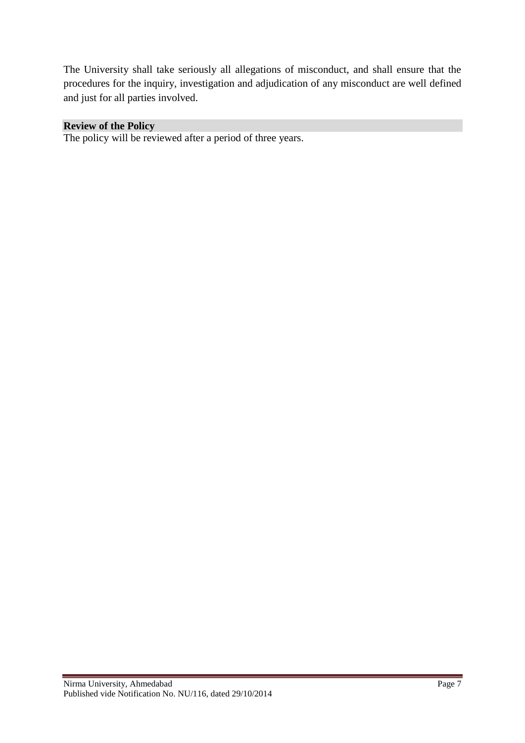The University shall take seriously all allegations of misconduct, and shall ensure that the procedures for the inquiry, investigation and adjudication of any misconduct are well defined and just for all parties involved.

## Review of the Policy

The policy will be reviewed after a period of three years.